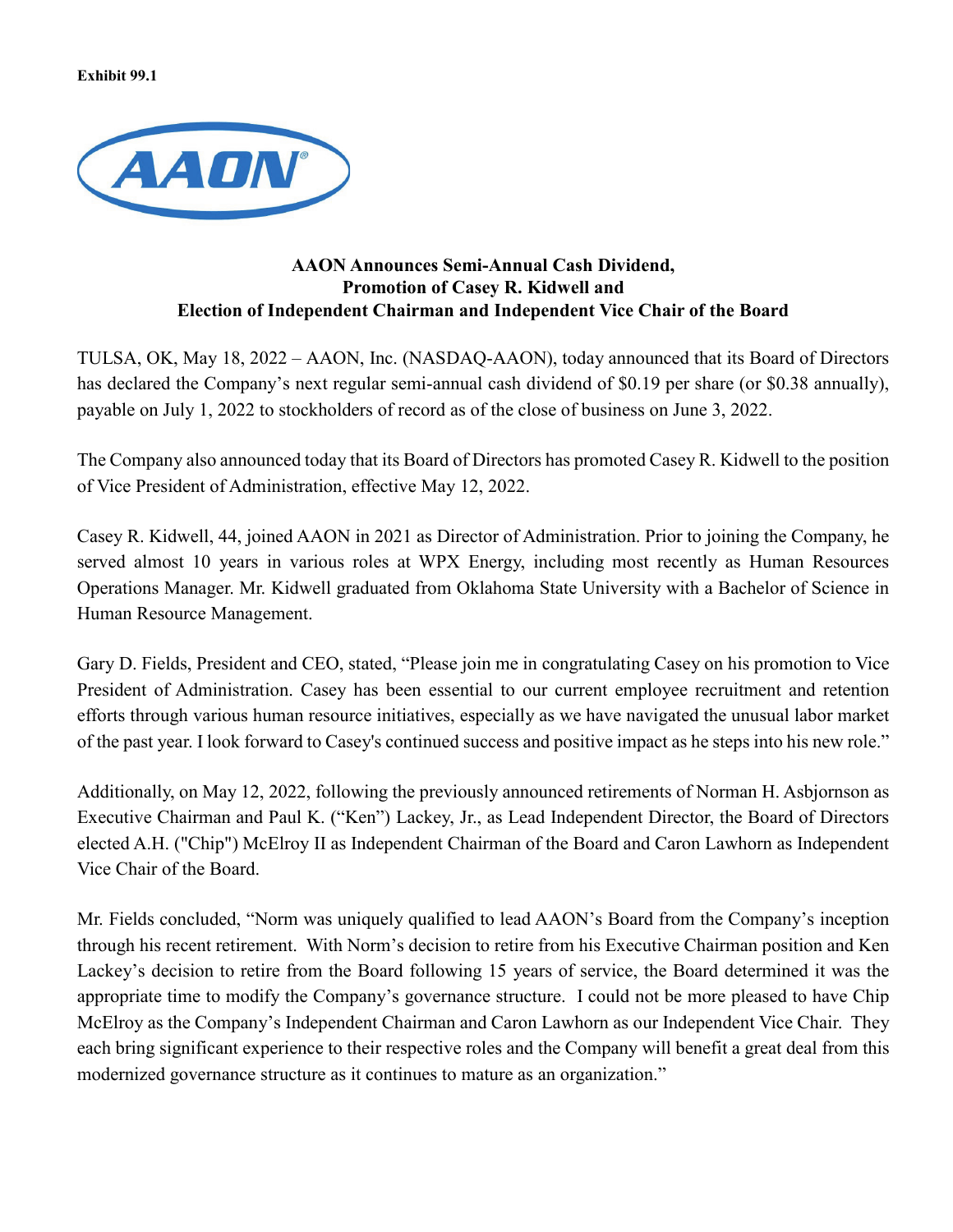**Exhibit 99.1**

# AAON Announces Semi-Annual Cash Dividend, Promotion of Casey R. Kidwell and Election of Independent Chairman and Independent Vice Chair of the Board

TULSA, OK, May 18, 2022 – AAON, Inc. (NASDAQ-AAON), today announced that its Board of Directors has declared the Company's next regular semi-annual cash dividend of $0.19 per share (or $0.38 annually), payable on July 1, 2022 to stockholders of record as of the close of business on June 3, 2022.

The Company also announced today that its Board of Directors has promoted Casey R. Kidwell to the position of Vice President of Administration, effective May 12, 2022.

Casey R. Kidwell, 44, joined AAON in 2021 as Director of Administration. Prior to joining the Company, he served almost 10 years in various roles at WPX Energy, including most recently as Human Resources Operations Manager. Mr. Kidwell graduated from Oklahoma State University with a Bachelor of Science in Human Resource Management.

Gary D. Fields, President and CEO, stated, "Please join me in congratulating Casey on his promotion to Vice President of Administration. Casey has been essential to our current employee recruitment and retention efforts through various human resource initiatives, especially as we have navigated the unusual labor market of the past year. I look forward to Casey's continued success and positive impact as he steps into his new role."

Additionally, on May 12, 2022, following the previously announced retirements of Norman H. Asbjornson as Executive Chairman and Paul K. ("Ken") Lackey, Jr., as Lead Independent Director, the Board of Directors elected A.H. ("Chip") McElroy II as Independent Chairman of the Board and Caron Lawhorn as Independent Vice Chair of the Board.

Mr. Fields concluded, "Norm was uniquely qualified to lead AAON's Board from the Company's inception through his recent retirement. With Norm's decision to retire from his Executive Chairman position and Ken Lackey's decision to retire from the Board following 15 years of service, the Board determined it was the appropriate time to modify the Company's governance structure. I could not be more pleased to have Chip McElroy as the Company's Independent Chairman and Caron Lawhorn as our Independent Vice Chair. They each bring significant experience to their respective roles and the Company will benefit a great deal from this modernized governance structure as it continues to mature as an organization."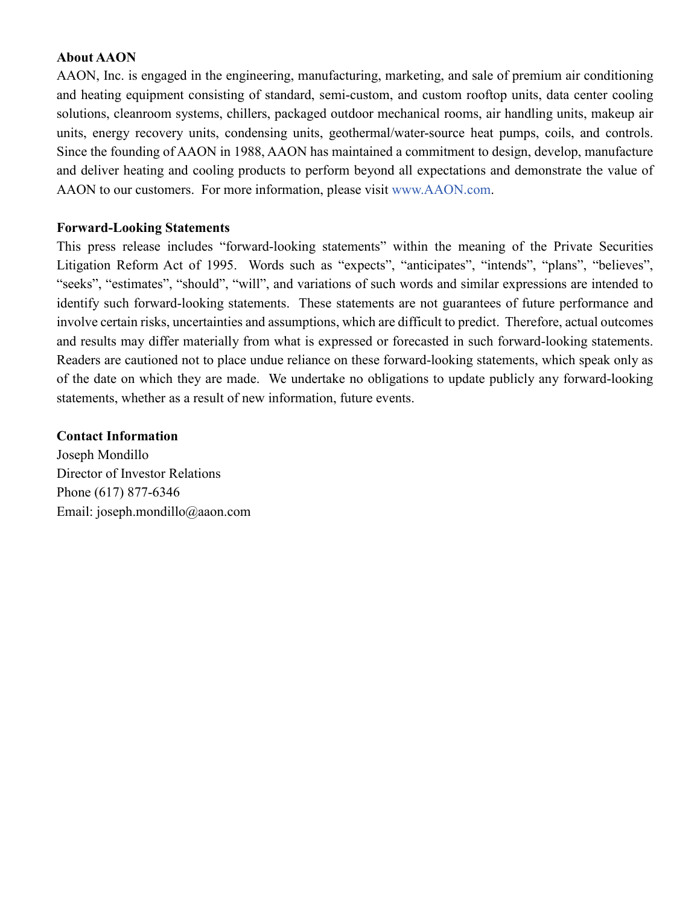**About AAON**

AAON, Inc. is engaged in the engineering, manufacturing, marketing, and sale of premium air conditioning and heating equipment consisting of standard, semi-custom, and custom rooftop units, data center cooling solutions, cleanroom systems, chillers, packaged outdoor mechanical rooms, air handling units, makeup air units, energy recovery units, condensing units, geothermal/water-source heat pumps, coils, and controls. Since the founding of AAON in 1988, AAON has maintained a commitment to design, develop, manufacture and deliver heating and cooling products to perform beyond all expectations and demonstrate the value of AAON to our customers. For more information, please visit www.AAON.com.

**Forward-Looking Statements**

This press release includes "forward-looking statements" within the meaning of the Private Securities Litigation Reform Act of 1995. Words such as "expects", "anticipates", "intends", "plans", "believes", "seeks", "estimates", "should", "will", and variations of such words and similar expressions are intended to identify such forward-looking statements. These statements are not guarantees of future performance and involve certain risks, uncertainties and assumptions, which are difficult to predict. Therefore, actual outcomes and results may differ materially from what is expressed or forecasted in such forward-looking statements. Readers are cautioned not to place undue reliance on these forward-looking statements, which speak only as of the date on which they are made. We undertake no obligations to update publicly any forward-looking statements, whether as a result of new information, future events.

**Contact Information**

Joseph Mondillo  
Director of Investor Relations  
Phone (617) 877-6346  
Email: joseph.mondillo@aaon.com